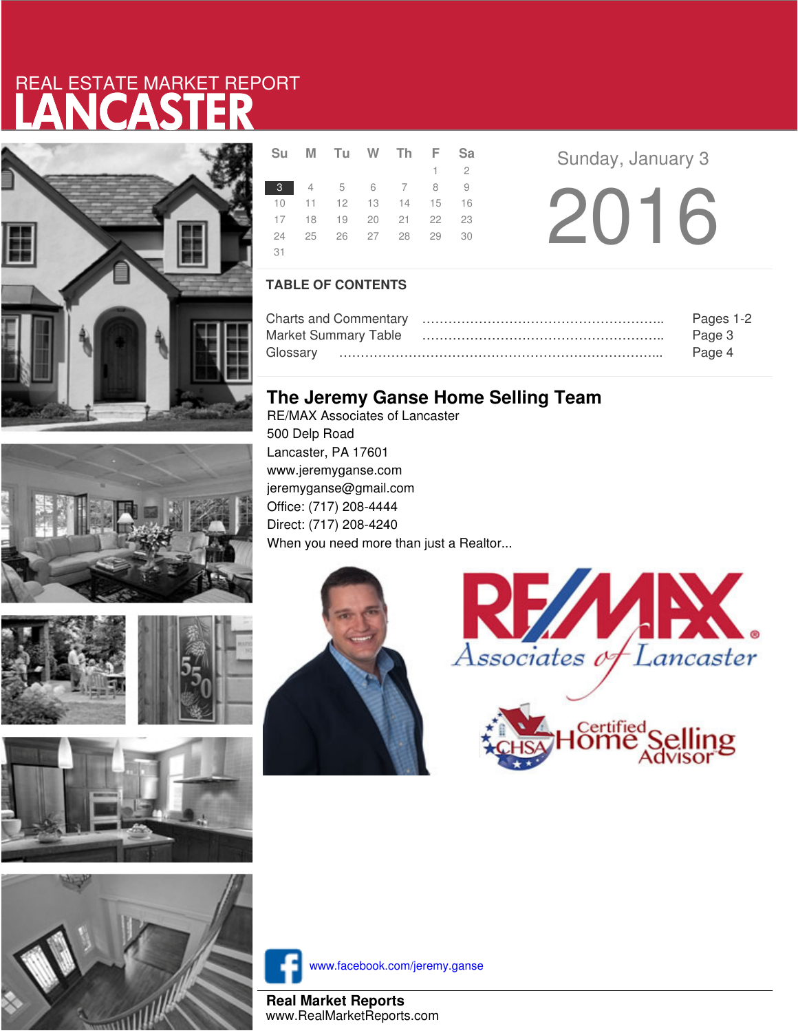REAL ESTATE MARKET REPORT

# LANCASTER

| Su | M | Tu | W | Th | F | Sa |
|---|---|---|---|---|---|---|
| | | | | | 1 | 2 |
| 3 | 4 | 5 | 6 | 7 | 8 | 9 |
| 10 | 11 | 12 | 13 | 14 | 15 | 16 |
| 17 | 18 | 19 | 20 | 21 | 22 | 23 |
| 24 | 25 | 26 | 27 | 28 | 29 | 30 |
| 31 | | | | | | |

Sunday, January 3

2016

## TABLE OF CONTENTS

Charts and Commentary ………………………………………………….. Pages 1-2
Market Summary Table ………………………………………………….. Page 3
Glossary ………………………………………………………………….. Page 4

## The Jeremy Ganse Home Selling Team

RE/MAX Associates of Lancaster
500 Delp Road
Lancaster, PA 17601
www.jeremyganse.com
jeremyganse@gmail.com
Office: (717) 208-4444
Direct: (717) 208-4240
When you need more than just a Realtor...

RE/MAX Associates of Lancaster

CHSA Certified Home Selling Advisor

www.facebook.com/jeremy.ganse

**Real Market Reports**
www.RealMarketReports.com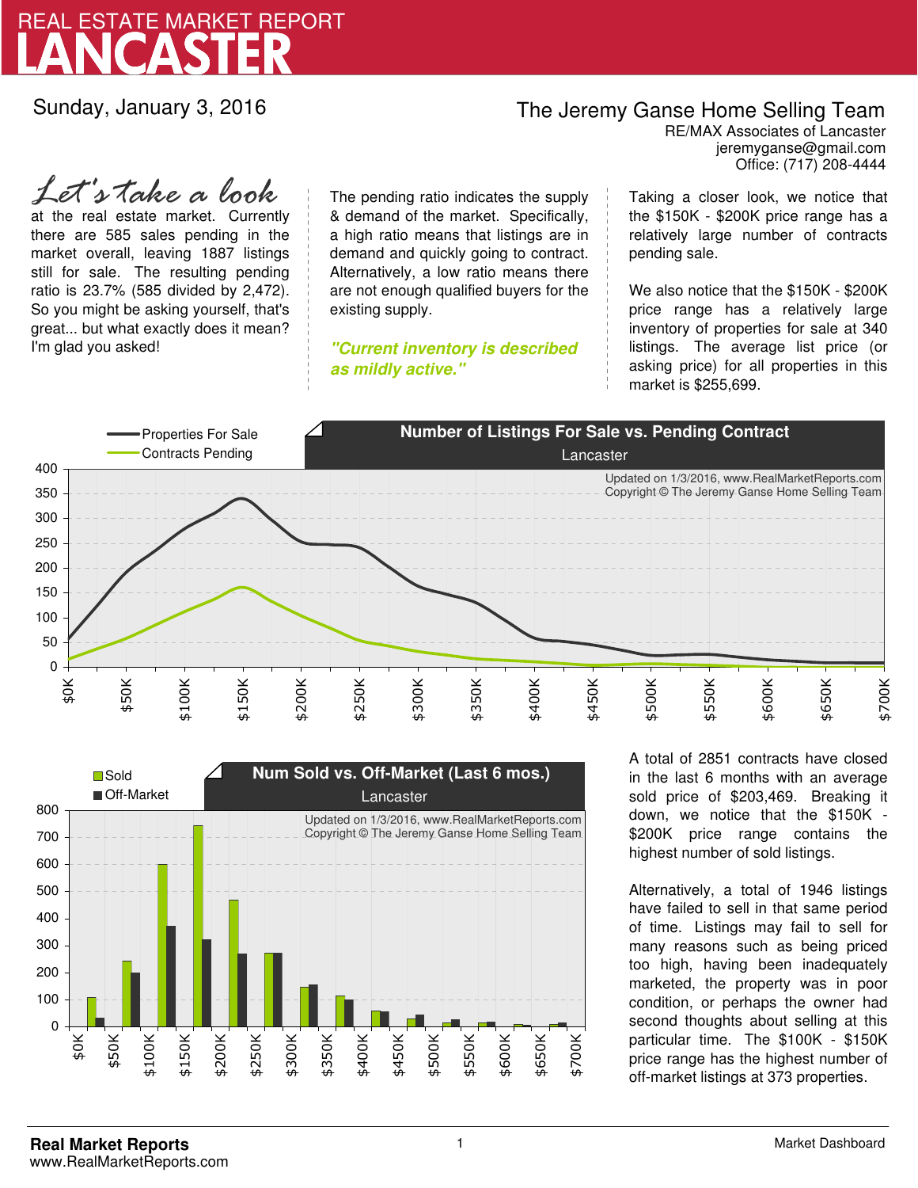# REAL ESTATE MARKET REPORT
# LANCASTER

Sunday, January 3, 2016

**The Jeremy Ganse Home Selling Team**
RE/MAX Associates of Lancaster
jeremyganse@gmail.com
Office: (717) 208-4444

*Let's take a look* at the real estate market. Currently there are 585 sales pending in the market overall, leaving 1887 listings still for sale. The resulting pending ratio is 23.7% (585 divided by 2,472). So you might be asking yourself, that's great... but what exactly does it mean? I'm glad you asked!

The pending ratio indicates the supply & demand of the market. Specifically, a high ratio means that listings are in demand and quickly going to contract. Alternatively, a low ratio means there are not enough qualified buyers for the existing supply.

***"Current inventory is described as mildly active."***

Taking a closer look, we notice that the $150K - $200K price range has a relatively large number of contracts pending sale.

We also notice that the $150K - $200K price range has a relatively large inventory of properties for sale at 340 listings. The average list price (or asking price) for all properties in this market is $255,699.

**Number of Listings For Sale vs. Pending Contract**
Lancaster

Properties For Sale / Contracts Pending

Updated on 1/3/2016, www.RealMarketReports.com
Copyright © The Jeremy Ganse Home Selling Team

**Num Sold vs. Off-Market (Last 6 mos.)**
Lancaster

Sold / Off-Market

Updated on 1/3/2016, www.RealMarketReports.com
Copyright © The Jeremy Ganse Home Selling Team

A total of 2851 contracts have closed in the last 6 months with an average sold price of $203,469. Breaking it down, we notice that the $150K - $200K price range contains the highest number of sold listings.

Alternatively, a total of 1946 listings have failed to sell in that same period of time. Listings may fail to sell for many reasons such as being priced too high, having been inadequately marketed, the property was in poor condition, or perhaps the owner had second thoughts about selling at this particular time. The $100K - $150K price range has the highest number of off-market listings at 373 properties.

**Real Market Reports**
www.RealMarketReports.com

Market Dashboard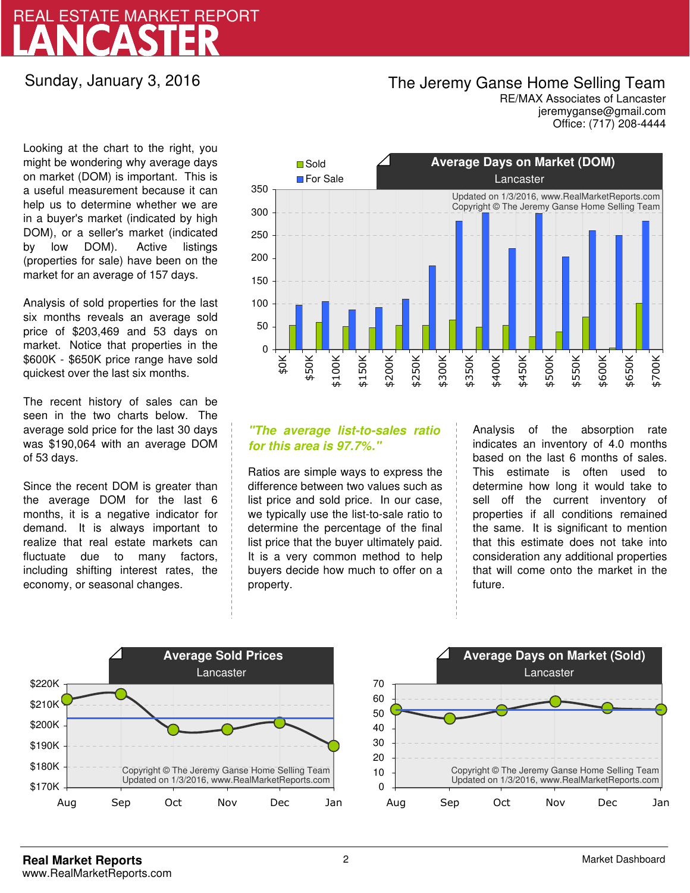# REAL ESTATE MARKET REPORT
# LANCASTER

Sunday, January 3, 2016

**The Jeremy Ganse Home Selling Team**
RE/MAX Associates of Lancaster
jeremyganse@gmail.com
Office: (717) 208-4444

Looking at the chart to the right, you might be wondering why average days on market (DOM) is important. This is a useful measurement because it can help us to determine whether we are in a buyer's market (indicated by high DOM), or a seller's market (indicated by low DOM). Active listings (properties for sale) have been on the market for an average of 157 days.

Analysis of sold properties for the last six months reveals an average sold price of $203,469 and 53 days on market. Notice that properties in the $600K - $650K price range have sold quickest over the last six months.

The recent history of sales can be seen in the two charts below. The average sold price for the last 30 days was $190,064 with an average DOM of 53 days.

Since the recent DOM is greater than the average DOM for the last 6 months, it is a negative indicator for demand. It is always important to realize that real estate markets can fluctuate due to many factors, including shifting interest rates, the economy, or seasonal changes.

**Average Days on Market (DOM)**
Lancaster

Updated on 1/3/2016, www.RealMarketReports.com
Copyright © The Jeremy Ganse Home Selling Team

| Price | Sold | For Sale |
|---|---|---|
| $0K | 53 | 97 |
| $50K | 59 | 105 |
| $100K | 50 | 87 |
| $150K | 48 | 92 |
| $200K | 53 | 110 |
| $250K | 53 | 183 |
| $300K | 64 | 281 |
| $350K | 49 | 300 |
| $400K | 53 | 221 |
| $450K | 28 | 298 |
| $500K | 38 | 203 |
| $550K | 71 | 260 |
| $600K | 3 | 250 |
| $650K | 101 | 281 |

*"The average list-to-sales ratio for this area is 97.7%."*

Ratios are simple ways to express the difference between two values such as list price and sold price. In our case, we typically use the list-to-sale ratio to determine the percentage of the final list price that the buyer ultimately paid. It is a very common method to help buyers decide how much to offer on a property.

Analysis of the absorption rate indicates an inventory of 4.0 months based on the last 6 months of sales. This estimate is often used to determine how long it would take to sell off the current inventory of properties if all conditions remained the same. It is significant to mention that this estimate does not take into consideration any additional properties that will come onto the market in the future.

**Average Sold Prices**
Lancaster

Copyright © The Jeremy Ganse Home Selling Team
Updated on 1/3/2016, www.RealMarketReports.com

| Month | Aug | Sep | Oct | Nov | Dec | Jan |
|---|---|---|---|---|---|---|
| Average Sold Price | ~$213K | ~$215K | ~$198K | ~$198K | ~$201K | ~$190K |

**Average Days on Market (Sold)**
Lancaster

Copyright © The Jeremy Ganse Home Selling Team
Updated on 1/3/2016, www.RealMarketReports.com

| Month | Aug | Sep | Oct | Nov | Dec | Jan |
|---|---|---|---|---|---|---|
| Average DOM (Sold) | ~53 | ~47 | ~52 | ~58 | ~54 | ~53 |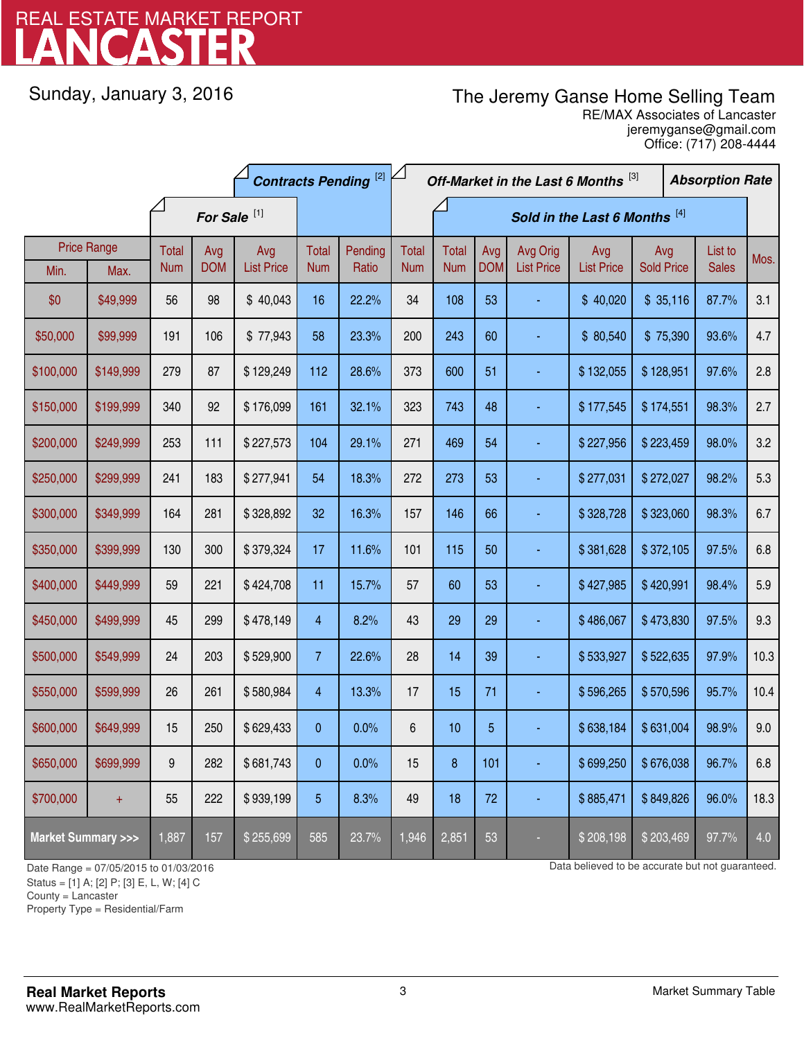# REAL ESTATE MARKET REPORT
# LANCASTER

Sunday, January 3, 2016

**The Jeremy Ganse Home Selling Team**
RE/MAX Associates of Lancaster
jeremyganse@gmail.com
Office: (717) 208-4444

| Price Range | | For Sale [1] | | | Contracts Pending [2] | | Off-Market in the Last 6 Months [3] | Sold in the Last 6 Months [4] | | | | | | Absorption Rate |
|---|---|---|---|---|---|---|---|---|---|---|---|---|---|---|
| Min. | Max. | Total Num | Avg DOM | Avg List Price | Total Num | Pending Ratio | Total Num | Total Num | Avg DOM | Avg Orig List Price | Avg List Price | Avg Sold Price | List to Sales | Mos. |
| $0 | $49,999 | 56 | 98 | $ 40,043 | 16 | 22.2% | 34 | 108 | 53 | - | $ 40,020 | $ 35,116 | 87.7% | 3.1 |
| $50,000 | $99,999 | 191 | 106 | $ 77,943 | 58 | 23.3% | 200 | 243 | 60 | - | $ 80,540 | $ 75,390 | 93.6% | 4.7 |
| $100,000 | $149,999 | 279 | 87 | $ 129,249 | 112 | 28.6% | 373 | 600 | 51 | - | $ 132,055 | $ 128,951 | 97.6% | 2.8 |
| $150,000 | $199,999 | 340 | 92 | $ 176,099 | 161 | 32.1% | 323 | 743 | 48 | - | $ 177,545 | $ 174,551 | 98.3% | 2.7 |
| $200,000 | $249,999 | 253 | 111 | $ 227,573 | 104 | 29.1% | 271 | 469 | 54 | - | $ 227,956 | $ 223,459 | 98.0% | 3.2 |
| $250,000 | $299,999 | 241 | 183 | $ 277,941 | 54 | 18.3% | 272 | 273 | 53 | - | $ 277,031 | $ 272,027 | 98.2% | 5.3 |
| $300,000 | $349,999 | 164 | 281 | $ 328,892 | 32 | 16.3% | 157 | 146 | 66 | - | $ 328,728 | $ 323,060 | 98.3% | 6.7 |
| $350,000 | $399,999 | 130 | 300 | $ 379,324 | 17 | 11.6% | 101 | 115 | 50 | - | $ 381,628 | $ 372,105 | 97.5% | 6.8 |
| $400,000 | $449,999 | 59 | 221 | $ 424,708 | 11 | 15.7% | 57 | 60 | 53 | - | $ 427,985 | $ 420,991 | 98.4% | 5.9 |
| $450,000 | $499,999 | 45 | 299 | $ 478,149 | 4 | 8.2% | 43 | 29 | 29 | - | $ 486,067 | $ 473,830 | 97.5% | 9.3 |
| $500,000 | $549,999 | 24 | 203 | $ 529,900 | 7 | 22.6% | 28 | 14 | 39 | - | $ 533,927 | $ 522,635 | 97.9% | 10.3 |
| $550,000 | $599,999 | 26 | 261 | $ 580,984 | 4 | 13.3% | 17 | 15 | 71 | - | $ 596,265 | $ 570,596 | 95.7% | 10.4 |
| $600,000 | $649,999 | 15 | 250 | $ 629,433 | 0 | 0.0% | 6 | 10 | 5 | - | $ 638,184 | $ 631,004 | 98.9% | 9.0 |
| $650,000 | $699,999 | 9 | 282 | $ 681,743 | 0 | 0.0% | 15 | 8 | 101 | - | $ 699,250 | $ 676,038 | 96.7% | 6.8 |
| $700,000 | + | 55 | 222 | $ 939,199 | 5 | 8.3% | 49 | 18 | 72 | - | $ 885,471 | $ 849,826 | 96.0% | 18.3 |
| **Market Summary >>>** | | 1,887 | 157 | $ 255,699 | 585 | 23.7% | 1,946 | 2,851 | 53 | - | $ 208,198 | $ 203,469 | 97.7% | 4.0 |

Date Range = 07/05/2015 to 01/03/2016
Status = [1] A; [2] P; [3] E, L, W; [4] C
County = Lancaster
Property Type = Residential/Farm

Data believed to be accurate but not guaranteed.

**Real Market Reports**
www.RealMarketReports.com

Market Summary Table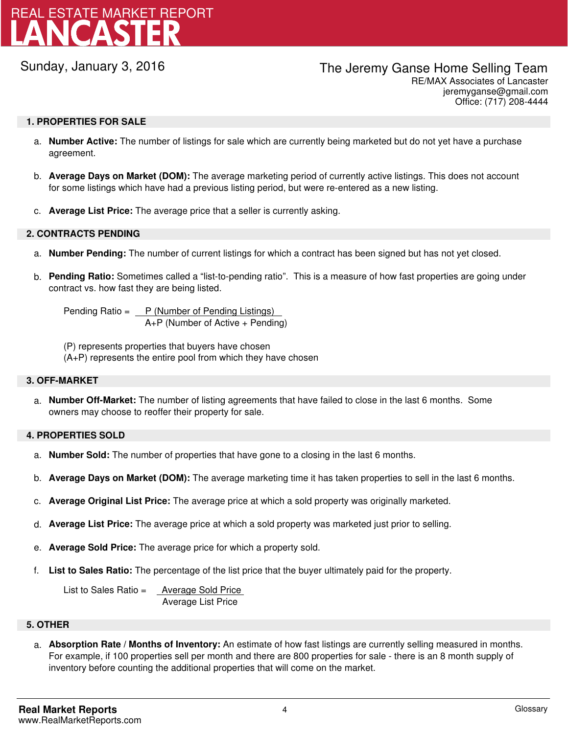# LANCASTER REAL ESTATE MARKET REPORT

Sunday, January 3, 2016

**The Jeremy Ganse Home Selling Team**
RE/MAX Associates of Lancaster
jeremyganse@gmail.com
Office: (717) 208-4444

## 1. PROPERTIES FOR SALE

a. **Number Active:** The number of listings for sale which are currently being marketed but do not yet have a purchase agreement.

b. **Average Days on Market (DOM):** The average marketing period of currently active listings. This does not account for some listings which have had a previous listing period, but were re-entered as a new listing.

c. **Average List Price:** The average price that a seller is currently asking.

## 2. CONTRACTS PENDING

a. **Number Pending:** The number of current listings for which a contract has been signed but has not yet closed.

b. **Pending Ratio:** Sometimes called a "list-to-pending ratio". This is a measure of how fast properties are going under contract vs. how fast they are being listed.

$$\text{Pending Ratio} = \frac{\text{P (Number of Pending Listings)}}{\text{A+P (Number of Active + Pending)}}$$

(P) represents properties that buyers have chosen
(A+P) represents the entire pool from which they have chosen

## 3. OFF-MARKET

a. **Number Off-Market:** The number of listing agreements that have failed to close in the last 6 months. Some owners may choose to reoffer their property for sale.

## 4. PROPERTIES SOLD

a. **Number Sold:** The number of properties that have gone to a closing in the last 6 months.

b. **Average Days on Market (DOM):** The average marketing time it has taken properties to sell in the last 6 months.

c. **Average Original List Price:** The average price at which a sold property was originally marketed.

d. **Average List Price:** The average price at which a sold property was marketed just prior to selling.

e. **Average Sold Price:** The average price for which a property sold.

f. **List to Sales Ratio:** The percentage of the list price that the buyer ultimately paid for the property.

$$\text{List to Sales Ratio} = \frac{\text{Average Sold Price}}{\text{Average List Price}}$$

## 5. OTHER

a. **Absorption Rate / Months of Inventory:** An estimate of how fast listings are currently selling measured in months. For example, if 100 properties sell per month and there are 800 properties for sale - there is an 8 month supply of inventory before counting the additional properties that will come on the market.

**Real Market Reports**
www.RealMarketReports.com

Glossary